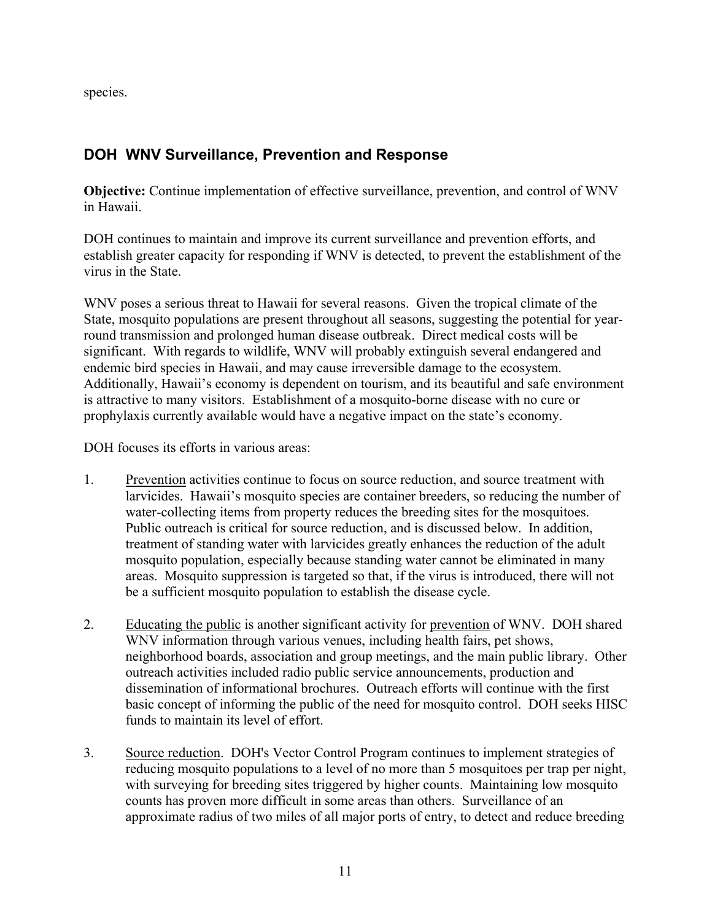species.

## DOH WNV Surveillance, Prevention and Response

**Objective:** Continue implementation of effective surveillance, prevention, and control of WNV in Hawaii.

DOH continues to maintain and improve its current surveillance and prevention efforts, and establish greater capacity for responding if WNV is detected, to prevent the establishment of the virus in the State.

WNV poses a serious threat to Hawaii for several reasons. Given the tropical climate of the State, mosquito populations are present throughout all seasons, suggesting the potential for year-round transmission and prolonged human disease outbreak. Direct medical costs will be significant. With regards to wildlife, WNV will probably extinguish several endangered and endemic bird species in Hawaii, and may cause irreversible damage to the ecosystem. Additionally, Hawaii's economy is dependent on tourism, and its beautiful and safe environment is attractive to many visitors. Establishment of a mosquito-borne disease with no cure or prophylaxis currently available would have a negative impact on the state's economy.

DOH focuses its efforts in various areas:

1. Prevention activities continue to focus on source reduction, and source treatment with larvicides. Hawaii's mosquito species are container breeders, so reducing the number of water-collecting items from property reduces the breeding sites for the mosquitoes. Public outreach is critical for source reduction, and is discussed below. In addition, treatment of standing water with larvicides greatly enhances the reduction of the adult mosquito population, especially because standing water cannot be eliminated in many areas. Mosquito suppression is targeted so that, if the virus is introduced, there will not be a sufficient mosquito population to establish the disease cycle.

2. Educating the public is another significant activity for prevention of WNV. DOH shared WNV information through various venues, including health fairs, pet shows, neighborhood boards, association and group meetings, and the main public library. Other outreach activities included radio public service announcements, production and dissemination of informational brochures. Outreach efforts will continue with the first basic concept of informing the public of the need for mosquito control. DOH seeks HISC funds to maintain its level of effort.

3. Source reduction. DOH's Vector Control Program continues to implement strategies of reducing mosquito populations to a level of no more than 5 mosquitoes per trap per night, with surveying for breeding sites triggered by higher counts. Maintaining low mosquito counts has proven more difficult in some areas than others. Surveillance of an approximate radius of two miles of all major ports of entry, to detect and reduce breeding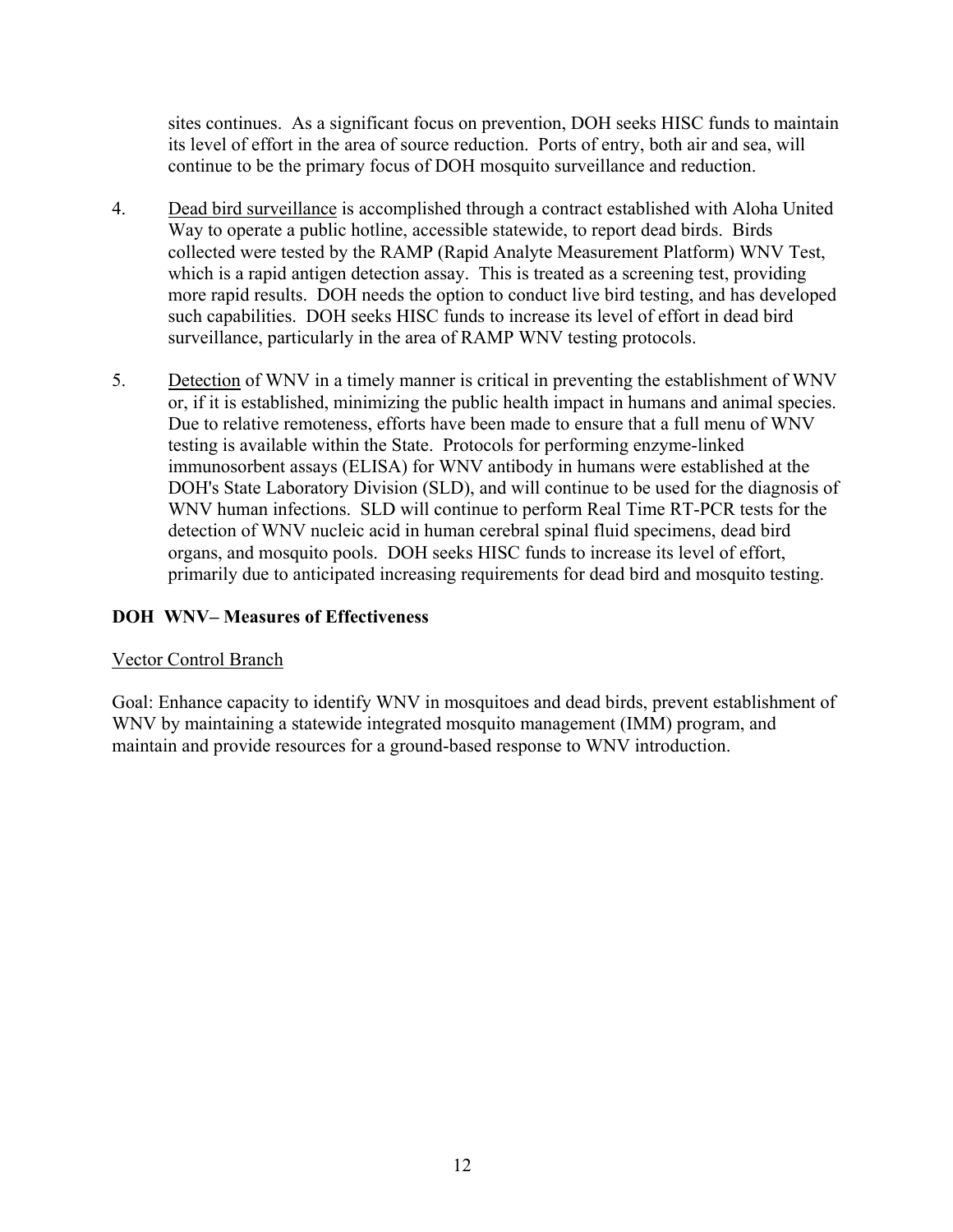sites continues. As a significant focus on prevention, DOH seeks HISC funds to maintain its level of effort in the area of source reduction. Ports of entry, both air and sea, will continue to be the primary focus of DOH mosquito surveillance and reduction.

4. Dead bird surveillance is accomplished through a contract established with Aloha United Way to operate a public hotline, accessible statewide, to report dead birds. Birds collected were tested by the RAMP (Rapid Analyte Measurement Platform) WNV Test, which is a rapid antigen detection assay. This is treated as a screening test, providing more rapid results. DOH needs the option to conduct live bird testing, and has developed such capabilities. DOH seeks HISC funds to increase its level of effort in dead bird surveillance, particularly in the area of RAMP WNV testing protocols.

5. Detection of WNV in a timely manner is critical in preventing the establishment of WNV or, if it is established, minimizing the public health impact in humans and animal species. Due to relative remoteness, efforts have been made to ensure that a full menu of WNV testing is available within the State. Protocols for performing enzyme-linked immunosorbent assays (ELISA) for WNV antibody in humans were established at the DOH's State Laboratory Division (SLD), and will continue to be used for the diagnosis of WNV human infections. SLD will continue to perform Real Time RT-PCR tests for the detection of WNV nucleic acid in human cerebral spinal fluid specimens, dead bird organs, and mosquito pools. DOH seeks HISC funds to increase its level of effort, primarily due to anticipated increasing requirements for dead bird and mosquito testing.

**DOH WNV– Measures of Effectiveness**

Vector Control Branch

Goal: Enhance capacity to identify WNV in mosquitoes and dead birds, prevent establishment of WNV by maintaining a statewide integrated mosquito management (IMM) program, and maintain and provide resources for a ground-based response to WNV introduction.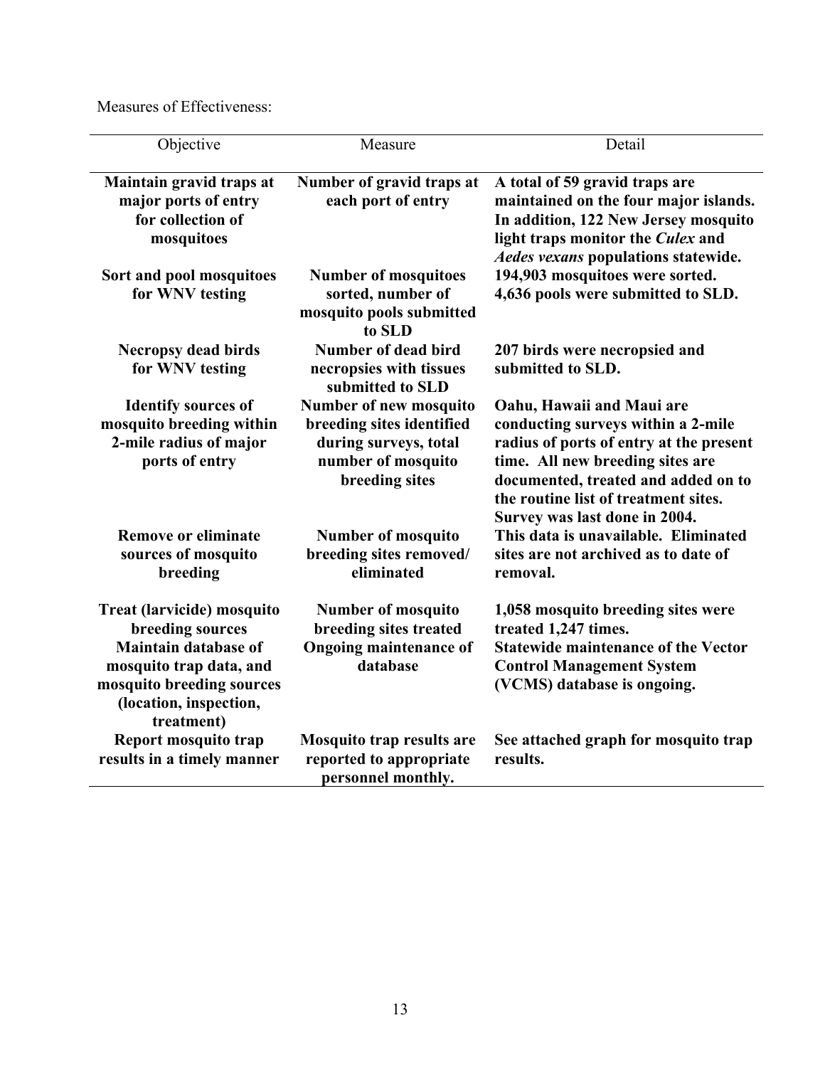Measures of Effectiveness:

| Objective | Measure | Detail |
|---|---|---|
| **Maintain gravid traps at major ports of entry for collection of mosquitoes** | **Number of gravid traps at each port of entry** | **A total of 59 gravid traps are maintained on the four major islands. In addition, 122 New Jersey mosquito light traps monitor the *Culex* and *Aedes vexans* populations statewide.** |
| **Sort and pool mosquitoes for WNV testing** | **Number of mosquitoes sorted, number of mosquito pools submitted to SLD** | **194,903 mosquitoes were sorted. 4,636 pools were submitted to SLD.** |
| **Necropsy dead birds for WNV testing** | **Number of dead bird necropsies with tissues submitted to SLD** | **207 birds were necropsied and submitted to SLD.** |
| **Identify sources of mosquito breeding within 2-mile radius of major ports of entry** | **Number of new mosquito breeding sites identified during surveys, total number of mosquito breeding sites** | **Oahu, Hawaii and Maui are conducting surveys within a 2-mile radius of ports of entry at the present time. All new breeding sites are documented, treated and added on to the routine list of treatment sites. Survey was last done in 2004.** |
| **Remove or eliminate sources of mosquito breeding** | **Number of mosquito breeding sites removed/ eliminated** | **This data is unavailable. Eliminated sites are not archived as to date of removal.** |
| **Treat (larvicide) mosquito breeding sources** | **Number of mosquito breeding sites treated** | **1,058 mosquito breeding sites were treated 1,247 times.** |
| **Maintain database of mosquito trap data, and mosquito breeding sources (location, inspection, treatment)** | **Ongoing maintenance of database** | **Statewide maintenance of the Vector Control Management System (VCMS) database is ongoing.** |
| **Report mosquito trap results in a timely manner** | **Mosquito trap results are reported to appropriate personnel monthly.** | **See attached graph for mosquito trap results.** |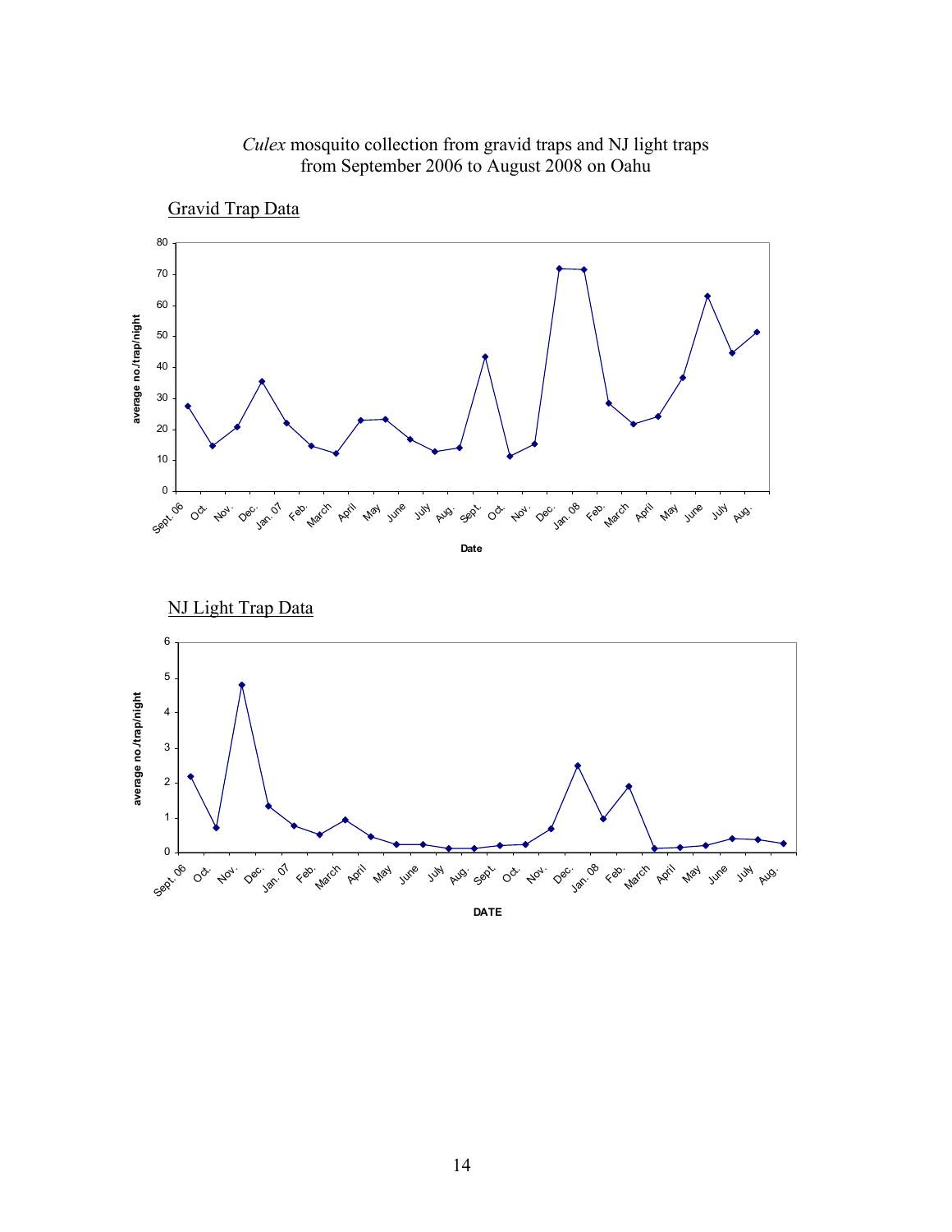*Culex* mosquito collection from gravid traps and NJ light traps from September 2006 to August 2008 on Oahu

Gravid Trap Data

NJ Light Trap Data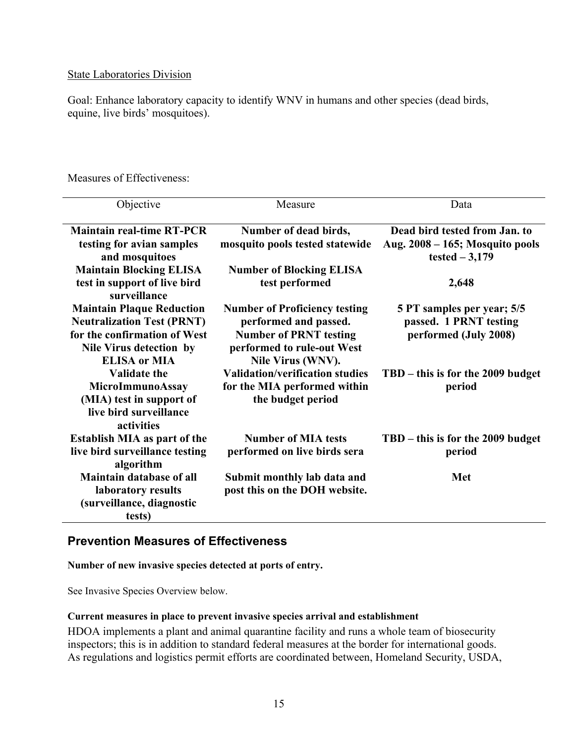State Laboratories Division

Goal: Enhance laboratory capacity to identify WNV in humans and other species (dead birds, equine, live birds' mosquitoes).

Measures of Effectiveness:

| Objective | Measure | Data |
|---|---|---|
| **Maintain real-time RT-PCR testing for avian samples and mosquitoes** | **Number of dead birds, mosquito pools tested statewide** | **Dead bird tested from Jan. to Aug. 2008 – 165; Mosquito pools tested – 3,179** |
| **Maintain Blocking ELISA test in support of live bird surveillance** | **Number of Blocking ELISA test performed** | **2,648** |
| **Maintain Plaque Reduction Neutralization Test (PRNT) for the confirmation of West Nile Virus detection by ELISA or MIA** | **Number of Proficiency testing performed and passed. Number of PRNT testing performed to rule-out West Nile Virus (WNV).** | **5 PT samples per year; 5/5 passed. 1 PRNT testing performed (July 2008)** |
| **Validate the MicroImmunoAssay (MIA) test in support of live bird surveillance activities** | **Validation/verification studies for the MIA performed within the budget period** | **TBD – this is for the 2009 budget period** |
| **Establish MIA as part of the live bird surveillance testing algorithm** | **Number of MIA tests performed on live birds sera** | **TBD – this is for the 2009 budget period** |
| **Maintain database of all laboratory results (surveillance, diagnostic tests)** | **Submit monthly lab data and post this on the DOH website.** | **Met** |

## Prevention Measures of Effectiveness

**Number of new invasive species detected at ports of entry.**

See Invasive Species Overview below.

**Current measures in place to prevent invasive species arrival and establishment**

HDOA implements a plant and animal quarantine facility and runs a whole team of biosecurity inspectors; this is in addition to standard federal measures at the border for international goods. As regulations and logistics permit efforts are coordinated between, Homeland Security, USDA,